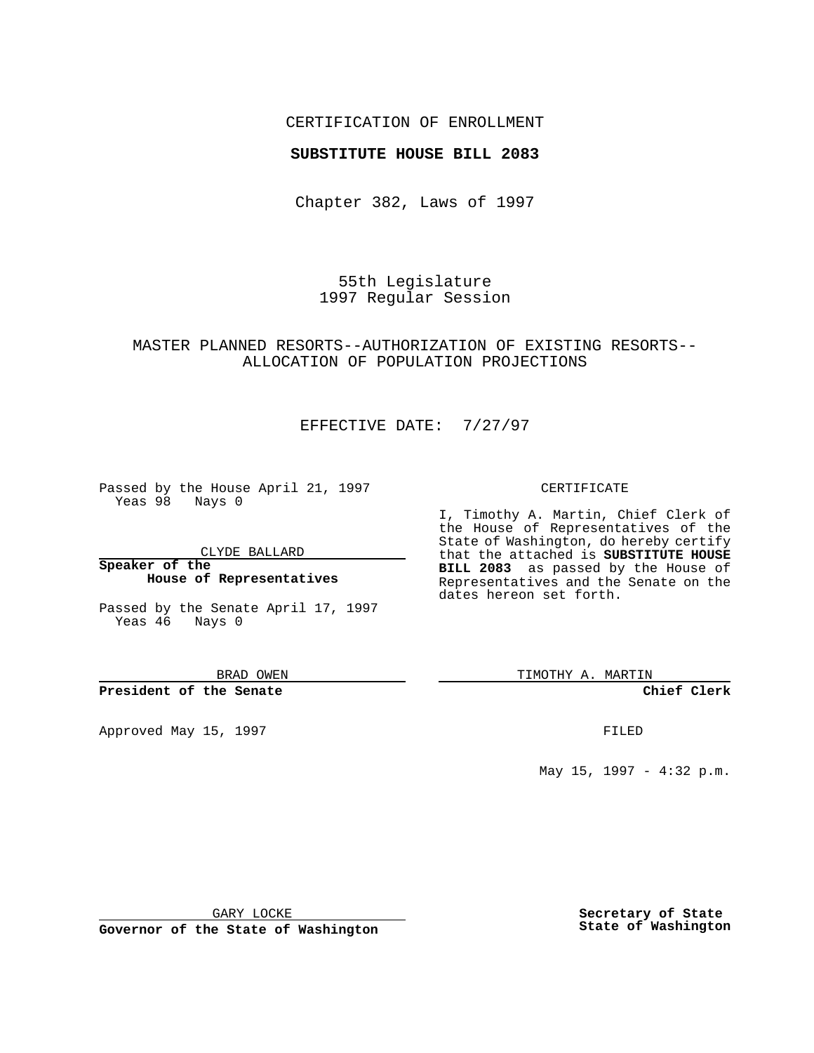CERTIFICATION OF ENROLLMENT

**SUBSTITUTE HOUSE BILL 2083**

Chapter 382, Laws of 1997

55th Legislature
1997 Regular Session

MASTER PLANNED RESORTS--AUTHORIZATION OF EXISTING RESORTS--ALLOCATION OF POPULATION PROJECTIONS

EFFECTIVE DATE: 7/27/97

Passed by the House April 21, 1997
Yeas 98 Nays 0

CLYDE BALLARD

**Speaker of the House of Representatives**

Passed by the Senate April 17, 1997
Yeas 46 Nays 0

BRAD OWEN

**President of the Senate**

Approved May 15, 1997

GARY LOCKE

**Governor of the State of Washington**

CERTIFICATE

I, Timothy A. Martin, Chief Clerk of the House of Representatives of the State of Washington, do hereby certify that the attached is **SUBSTITUTE HOUSE BILL 2083** as passed by the House of Representatives and the Senate on the dates hereon set forth.

TIMOTHY A. MARTIN

**Chief Clerk**

FILED

May 15, 1997 - 4:32 p.m.

**Secretary of State**
**State of Washington**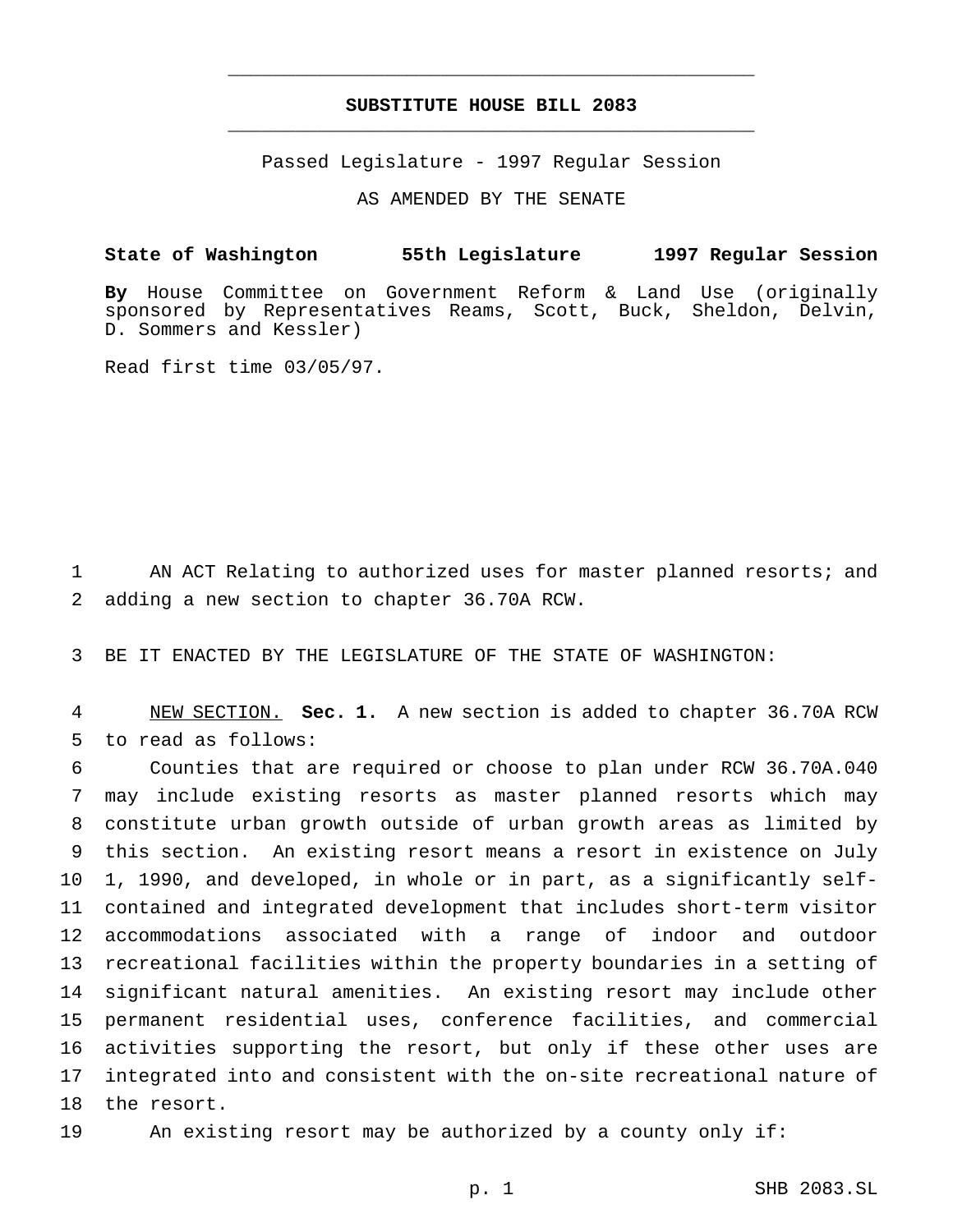# SUBSTITUTE HOUSE BILL 2083

Passed Legislature - 1997 Regular Session

AS AMENDED BY THE SENATE

**State of Washington 55th Legislature 1997 Regular Session**

**By** House Committee on Government Reform & Land Use (originally sponsored by Representatives Reams, Scott, Buck, Sheldon, Delvin, D. Sommers and Kessler)

Read first time 03/05/97.

AN ACT Relating to authorized uses for master planned resorts; and adding a new section to chapter 36.70A RCW.

BE IT ENACTED BY THE LEGISLATURE OF THE STATE OF WASHINGTON:

NEW SECTION. **Sec. 1.** A new section is added to chapter 36.70A RCW to read as follows:

Counties that are required or choose to plan under RCW 36.70A.040 may include existing resorts as master planned resorts which may constitute urban growth outside of urban growth areas as limited by this section. An existing resort means a resort in existence on July 1, 1990, and developed, in whole or in part, as a significantly self-contained and integrated development that includes short-term visitor accommodations associated with a range of indoor and outdoor recreational facilities within the property boundaries in a setting of significant natural amenities. An existing resort may include other permanent residential uses, conference facilities, and commercial activities supporting the resort, but only if these other uses are integrated into and consistent with the on-site recreational nature of the resort.

An existing resort may be authorized by a county only if: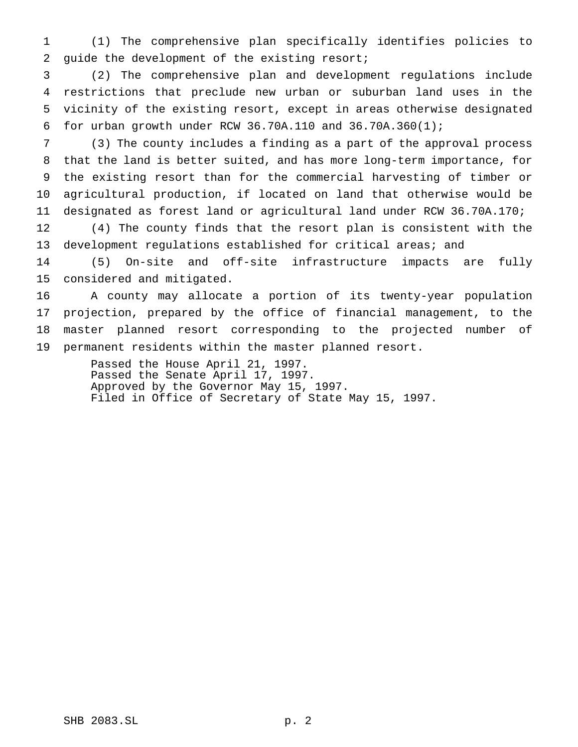(1) The comprehensive plan specifically identifies policies to guide the development of the existing resort;

(2) The comprehensive plan and development regulations include restrictions that preclude new urban or suburban land uses in the vicinity of the existing resort, except in areas otherwise designated for urban growth under RCW 36.70A.110 and 36.70A.360(1);

(3) The county includes a finding as a part of the approval process that the land is better suited, and has more long-term importance, for the existing resort than for the commercial harvesting of timber or agricultural production, if located on land that otherwise would be designated as forest land or agricultural land under RCW 36.70A.170;

(4) The county finds that the resort plan is consistent with the development regulations established for critical areas; and

(5) On-site and off-site infrastructure impacts are fully considered and mitigated.

A county may allocate a portion of its twenty-year population projection, prepared by the office of financial management, to the master planned resort corresponding to the projected number of permanent residents within the master planned resort.

Passed the House April 21, 1997.
Passed the Senate April 17, 1997.
Approved by the Governor May 15, 1997.
Filed in Office of Secretary of State May 15, 1997.